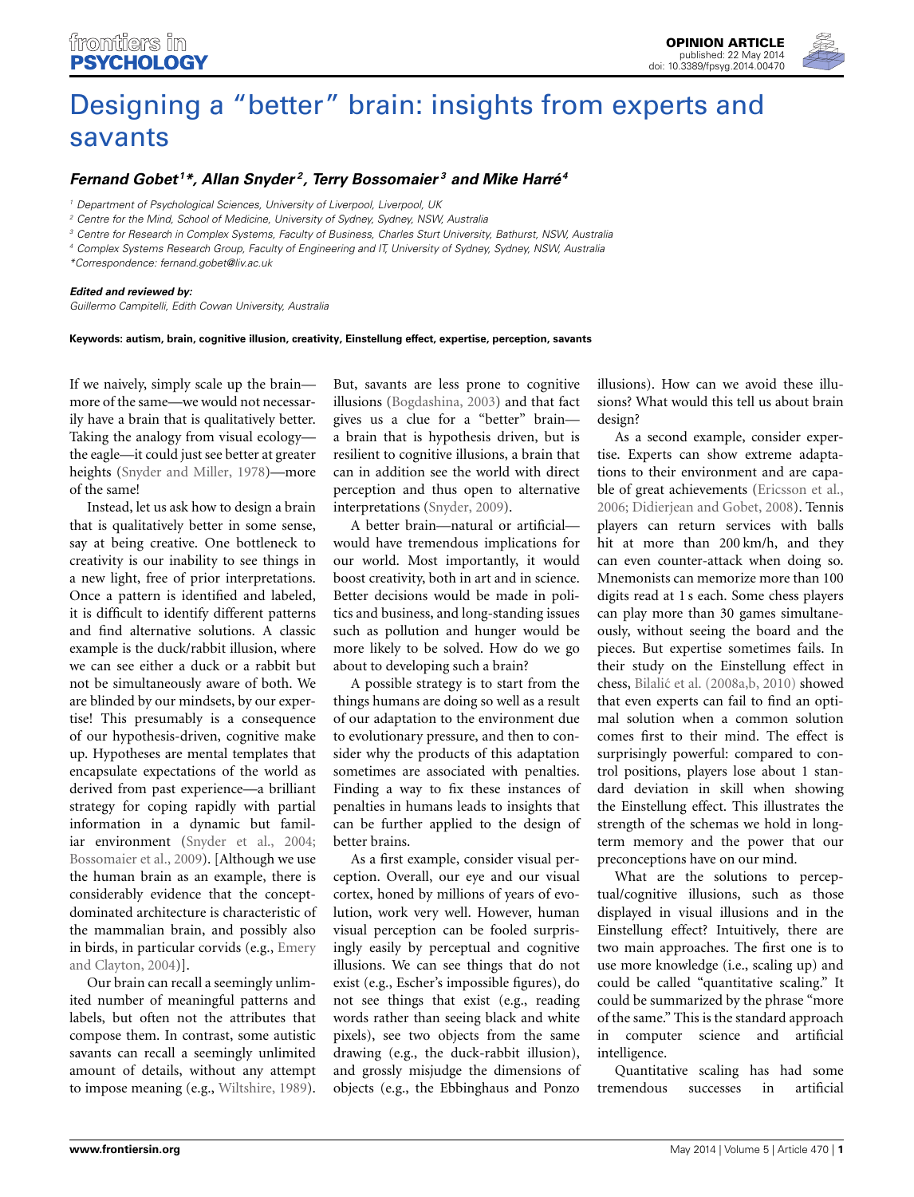# Designing a "better" brain: insights from experts and savants

***Fernand Gobet*[1]*, Allan Snyder*[2]*, Terry Bossomaier*[3] *and Mike Harré*[4]**

[1] *Department of Psychological Sciences, University of Liverpool, Liverpool, UK*

[2] *Centre for the Mind, School of Medicine, University of Sydney, Sydney, NSW, Australia*

[3] *Centre for Research in Complex Systems, Faculty of Business, Charles Sturt University, Bathurst, NSW, Australia*

[4] *Complex Systems Research Group, Faculty of Engineering and IT, University of Sydney, Sydney, NSW, Australia*

**Correspondence: fernand.gobet@liv.ac.uk*

***Edited and reviewed by:***

*Guillermo Campitelli, Edith Cowan University, Australia*

**Keywords: autism, brain, cognitive illusion, creativity, Einstellung effect, expertise, perception, savants**

If we naively, simply scale up the brain—more of the same—we would not necessarily have a brain that is qualitatively better. Taking the analogy from visual ecology—the eagle—it could just see better at greater heights (Snyder and Miller, 1978)—more of the same!

Instead, let us ask how to design a brain that is qualitatively better in some sense, say at being creative. One bottleneck to creativity is our inability to see things in a new light, free of prior interpretations. Once a pattern is identified and labeled, it is difficult to identify different patterns and find alternative solutions. A classic example is the duck/rabbit illusion, where we can see either a duck or a rabbit but not be simultaneously aware of both. We are blinded by our mindsets, by our expertise! This presumably is a consequence of our hypothesis-driven, cognitive make up. Hypotheses are mental templates that encapsulate expectations of the world as derived from past experience—a brilliant strategy for coping rapidly with partial information in a dynamic but familiar environment (Snyder et al., 2004; Bossomaier et al., 2009). [Although we use the human brain as an example, there is considerably evidence that the concept-dominated architecture is characteristic of the mammalian brain, and possibly also in birds, in particular corvids (e.g., Emery and Clayton, 2004)].

Our brain can recall a seemingly unlimited number of meaningful patterns and labels, but often not the attributes that compose them. In contrast, some autistic savants can recall a seemingly unlimited amount of details, without any attempt to impose meaning (e.g., Wiltshire, 1989). But, savants are less prone to cognitive illusions (Bogdashina, 2003) and that fact gives us a clue for a "better" brain—a brain that is hypothesis driven, but is resilient to cognitive illusions, a brain that can in addition see the world with direct perception and thus open to alternative interpretations (Snyder, 2009).

A better brain—natural or artificial—would have tremendous implications for our world. Most importantly, it would boost creativity, both in art and in science. Better decisions would be made in politics and business, and long-standing issues such as pollution and hunger would be more likely to be solved. How do we go about to developing such a brain?

A possible strategy is to start from the things humans are doing so well as a result of our adaptation to the environment due to evolutionary pressure, and then to consider why the products of this adaptation sometimes are associated with penalties. Finding a way to fix these instances of penalties in humans leads to insights that can be further applied to the design of better brains.

As a first example, consider visual perception. Overall, our eye and our visual cortex, honed by millions of years of evolution, work very well. However, human visual perception can be fooled surprisingly easily by perceptual and cognitive illusions. We can see things that do not exist (e.g., Escher's impossible figures), do not see things that exist (e.g., reading words rather than seeing black and white pixels), see two objects from the same drawing (e.g., the duck-rabbit illusion), and grossly misjudge the dimensions of objects (e.g., the Ebbinghaus and Ponzo illusions). How can we avoid these illusions? What would this tell us about brain design?

As a second example, consider expertise. Experts can show extreme adaptations to their environment and are capable of great achievements (Ericsson et al., 2006; Didierjean and Gobet, 2008). Tennis players can return services with balls hit at more than 200 km/h, and they can even counter-attack when doing so. Mnemonists can memorize more than 100 digits read at 1 s each. Some chess players can play more than 30 games simultaneously, without seeing the board and the pieces. But expertise sometimes fails. In their study on the Einstellung effect in chess, Bilalić et al. (2008a,b, 2010) showed that even experts can fail to find an optimal solution when a common solution comes first to their mind. The effect is surprisingly powerful: compared to control positions, players lose about 1 standard deviation in skill when showing the Einstellung effect. This illustrates the strength of the schemas we hold in long-term memory and the power that our preconceptions have on our mind.

What are the solutions to perceptual/cognitive illusions, such as those displayed in visual illusions and in the Einstellung effect? Intuitively, there are two main approaches. The first one is to use more knowledge (i.e., scaling up) and could be called "quantitative scaling." It could be summarized by the phrase "more of the same." This is the standard approach in computer science and artificial intelligence.

Quantitative scaling has had some tremendous successes in artificial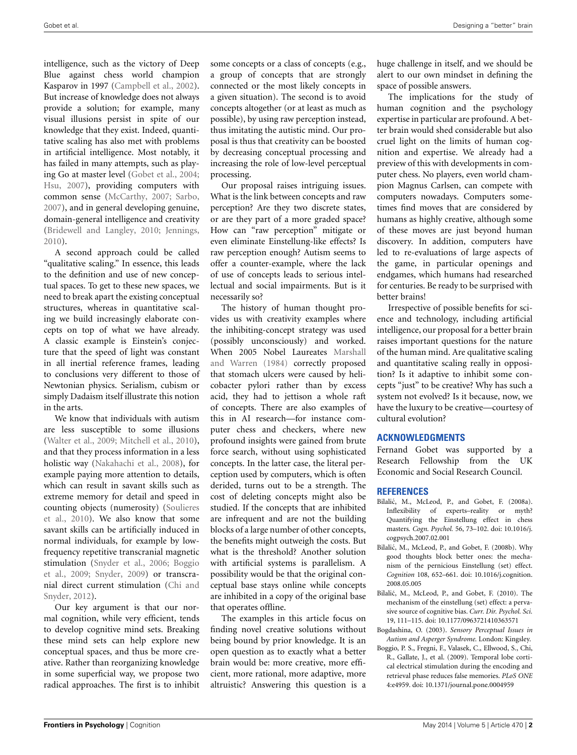intelligence, such as the victory of Deep Blue against chess world champion Kasparov in 1997 (Campbell et al., 2002). But increase of knowledge does not always provide a solution; for example, many visual illusions persist in spite of our knowledge that they exist. Indeed, quantitative scaling has also met with problems in artificial intelligence. Most notably, it has failed in many attempts, such as playing Go at master level (Gobet et al., 2004; Hsu, 2007), providing computers with common sense (McCarthy, 2007; Sarbo, 2007), and in general developing genuine, domain-general intelligence and creativity (Bridewell and Langley, 2010; Jennings, 2010).

A second approach could be called "qualitative scaling." In essence, this leads to the definition and use of new conceptual spaces. To get to these new spaces, we need to break apart the existing conceptual structures, whereas in quantitative scaling we build increasingly elaborate concepts on top of what we have already. A classic example is Einstein's conjecture that the speed of light was constant in all inertial reference frames, leading to conclusions very different to those of Newtonian physics. Serialism, cubism or simply Dadaism itself illustrate this notion in the arts.

We know that individuals with autism are less susceptible to some illusions (Walter et al., 2009; Mitchell et al., 2010), and that they process information in a less holistic way (Nakahachi et al., 2008), for example paying more attention to details, which can result in savant skills such as extreme memory for detail and speed in counting objects (numerosity) (Soulieres et al., 2010). We also know that some savant skills can be artificially induced in normal individuals, for example by low-frequency repetitive transcranial magnetic stimulation (Snyder et al., 2006; Boggio et al., 2009; Snyder, 2009) or transcranial direct current stimulation (Chi and Snyder, 2012).

Our key argument is that our normal cognition, while very efficient, tends to develop cognitive mind sets. Breaking these mind sets can help explore new conceptual spaces, and thus be more creative. Rather than reorganizing knowledge in some superficial way, we propose two radical approaches. The first is to inhibit some concepts or a class of concepts (e.g., a group of concepts that are strongly connected or the most likely concepts in a given situation). The second is to avoid concepts altogether (or at least as much as possible), by using raw perception instead, thus imitating the autistic mind. Our proposal is thus that creativity can be boosted by decreasing conceptual processing and increasing the role of low-level perceptual processing.

Our proposal raises intriguing issues. What is the link between concepts and raw perception? Are they two discrete states, or are they part of a more graded space? How can "raw perception" mitigate or even eliminate Einstellung-like effects? Is raw perception enough? Autism seems to offer a counter-example, where the lack of use of concepts leads to serious intellectual and social impairments. But is it necessarily so?

The history of human thought provides us with creativity examples where the inhibiting-concept strategy was used (possibly unconsciously) and worked. When 2005 Nobel Laureates Marshall and Warren (1984) correctly proposed that stomach ulcers were caused by helicobacter pylori rather than by excess acid, they had to jettison a whole raft of concepts. There are also examples of this in AI research—for instance computer chess and checkers, where new profound insights were gained from brute force search, without using sophisticated concepts. In the latter case, the literal perception used by computers, which is often derided, turns out to be a strength. The cost of deleting concepts might also be studied. If the concepts that are inhibited are infrequent and are not the building blocks of a large number of other concepts, the benefits might outweigh the costs. But what is the threshold? Another solution with artificial systems is parallelism. A possibility would be that the original conceptual base stays online while concepts are inhibited in a copy of the original base that operates offline.

The examples in this article focus on finding novel creative solutions without being bound by prior knowledge. It is an open question as to exactly what a better brain would be: more creative, more efficient, more rational, more adaptive, more altruistic? Answering this question is a huge challenge in itself, and we should be alert to our own mindset in defining the space of possible answers.

The implications for the study of human cognition and the psychology expertise in particular are profound. A better brain would shed considerable but also cruel light on the limits of human cognition and expertise. We already had a preview of this with developments in computer chess. No players, even world champion Magnus Carlsen, can compete with computers nowadays. Computers sometimes find moves that are considered by humans as highly creative, although some of these moves are just beyond human discovery. In addition, computers have led to re-evaluations of large aspects of the game, in particular openings and endgames, which humans had researched for centuries. Be ready to be surprised with better brains!

Irrespective of possible benefits for science and technology, including artificial intelligence, our proposal for a better brain raises important questions for the nature of the human mind. Are qualitative scaling and quantitative scaling really in opposition? Is it adaptive to inhibit some concepts "just" to be creative? Why has such a system not evolved? Is it because, now, we have the luxury to be creative—courtesy of cultural evolution?

## ACKNOWLEDGMENTS

Fernand Gobet was supported by a Research Fellowship from the UK Economic and Social Research Council.

## REFERENCES

Bilalić, M., McLeod, P., and Gobet, F. (2008a). Inflexibility of experts–reality or myth? Quantifying the Einstellung effect in chess masters. *Cogn. Psychol.* 56, 73–102. doi: 10.1016/j.cogpsych.2007.02.001

Bilalić, M., McLeod, P., and Gobet, F. (2008b). Why good thoughts block better ones: the mechanism of the pernicious Einstellung (set) effect. *Cognition* 108, 652–661. doi: 10.1016/j.cognition.2008.05.005

Bilalić, M., McLeod, P., and Gobet, F. (2010). The mechanism of the einstellung (set) effect: a pervasive source of cognitive bias. *Curr. Dir. Psychol. Sci.* 19, 111–115. doi: 10.1177/0963721410363571

Bogdashina, O. (2003). *Sensory Perceptual Issues in Autism and Asperger Syndrome.* London: Kingsley.

Boggio, P. S., Fregni, F., Valasek, C., Ellwood, S., Chi, R., Gallate, J., et al. (2009). Temporal lobe cortical electrical stimulation during the encoding and retrieval phase reduces false memories. *PLoS ONE* 4:e4959. doi: 10.1371/journal.pone.0004959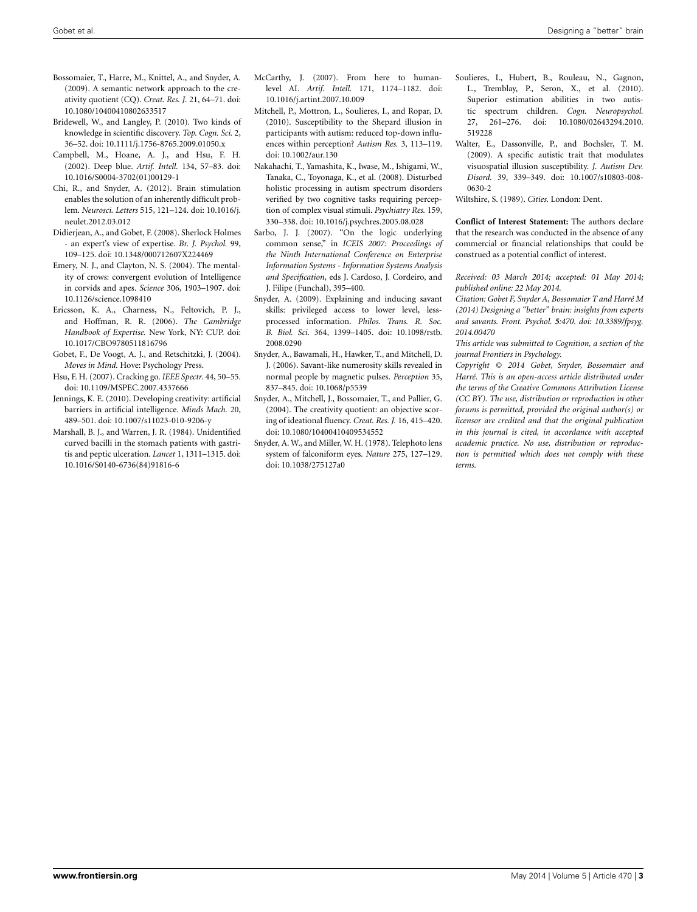Bossomaier, T., Harre, M., Knittel, A., and Snyder, A. (2009). A semantic network approach to the creativity quotient (CQ). *Creat. Res. J.* 21, 64–71. doi: 10.1080/10400410802633517

Bridewell, W., and Langley, P. (2010). Two kinds of knowledge in scientific discovery. *Top. Cogn. Sci.* 2, 36–52. doi: 10.1111/j.1756-8765.2009.01050.x

Campbell, M., Hoane, A. J., and Hsu, F. H. (2002). Deep blue. *Artif. Intell.* 134, 57–83. doi: 10.1016/S0004-3702(01)00129-1

Chi, R., and Snyder, A. (2012). Brain stimulation enables the solution of an inherently difficult problem. *Neurosci. Letters* 515, 121–124. doi: 10.1016/j.neulet.2012.03.012

Didierjean, A., and Gobet, F. (2008). Sherlock Holmes - an expert's view of expertise. *Br. J. Psychol.* 99, 109–125. doi: 10.1348/000712607X224469

Emery, N. J., and Clayton, N. S. (2004). The mentality of crows: convergent evolution of Intelligence in corvids and apes. *Science* 306, 1903–1907. doi: 10.1126/science.1098410

Ericsson, K. A., Charness, N., Feltovich, P. J., and Hoffman, R. R. (2006). *The Cambridge Handbook of Expertise.* New York, NY: CUP. doi: 10.1017/CBO9780511816796

Gobet, F., De Voogt, A. J., and Retschitzki, J. (2004). *Moves in Mind.* Hove: Psychology Press.

Hsu, F. H. (2007). Cracking go. *IEEE Spectr.* 44, 50–55. doi: 10.1109/MSPEC.2007.4337666

Jennings, K. E. (2010). Developing creativity: artificial barriers in artificial intelligence. *Minds Mach.* 20, 489–501. doi: 10.1007/s11023-010-9206-y

Marshall, B. J., and Warren, J. R. (1984). Unidentified curved bacilli in the stomach patients with gastritis and peptic ulceration. *Lancet* 1, 1311–1315. doi: 10.1016/S0140-6736(84)91816-6

McCarthy, J. (2007). From here to human-level AI. *Artif. Intell.* 171, 1174–1182. doi: 10.1016/j.artint.2007.10.009

Mitchell, P., Mottron, L., Soulieres, I., and Ropar, D. (2010). Susceptibility to the Shepard illusion in participants with autism: reduced top-down influences within perception? *Autism Res.* 3, 113–119. doi: 10.1002/aur.130

Nakahachi, T., Yamashita, K., Iwase, M., Ishigami, W., Tanaka, C., Toyonaga, K., et al. (2008). Disturbed holistic processing in autism spectrum disorders verified by two cognitive tasks requiring perception of complex visual stimuli. *Psychiatry Res.* 159, 330–338. doi: 10.1016/j.psychres.2005.08.028

Sarbo, J. J. (2007). "On the logic underlying common sense," in *ICEIS 2007: Proceedings of the Ninth International Conference on Enterprise Information Systems - Information Systems Analysis and Specification*, eds J. Cardoso, J. Cordeiro, and J. Filipe (Funchal), 395–400.

Snyder, A. (2009). Explaining and inducing savant skills: privileged access to lower level, less-processed information. *Philos. Trans. R. Soc. B. Biol. Sci.* 364, 1399–1405. doi: 10.1098/rstb.2008.0290

Snyder, A., Bawamali, H., Hawker, T., and Mitchell, D. J. (2006). Savant-like numerosity skills revealed in normal people by magnetic pulses. *Perception* 35, 837–845. doi: 10.1068/p5539

Snyder, A., Mitchell, J., Bossomaier, T., and Pallier, G. (2004). The creativity quotient: an objective scoring of ideational fluency. *Creat. Res. J.* 16, 415–420. doi: 10.1080/10400410409534552

Snyder, A. W., and Miller, W. H. (1978). Telephoto lens system of falconiform eyes. *Nature* 275, 127–129. doi: 10.1038/275127a0

Soulieres, I., Hubert, B., Rouleau, N., Gagnon, L., Tremblay, P., Seron, X., et al. (2010). Superior estimation abilities in two autistic spectrum children. *Cogn. Neuropsychol.* 27, 261–276. doi: 10.1080/02643294.2010.519228

Walter, E., Dassonville, P., and Bochsler, T. M. (2009). A specific autistic trait that modulates visuospatial illusion susceptibility. *J. Autism Dev. Disord.* 39, 339–349. doi: 10.1007/s10803-008-0630-2

Wiltshire, S. (1989). *Cities.* London: Dent.

**Conflict of Interest Statement:** The authors declare that the research was conducted in the absence of any commercial or financial relationships that could be construed as a potential conflict of interest.

*Received: 03 March 2014; accepted: 01 May 2014; published online: 22 May 2014.*

*Citation: Gobet F, Snyder A, Bossomaier T and Harré M (2014) Designing a "better" brain: insights from experts and savants. Front. Psychol.* ***5****:470. doi: 10.3389/fpsyg.2014.00470*

*This article was submitted to Cognition, a section of the journal Frontiers in Psychology.*

*Copyright © 2014 Gobet, Snyder, Bossomaier and Harré. This is an open-access article distributed under the terms of the Creative Commons Attribution License (CC BY). The use, distribution or reproduction in other forums is permitted, provided the original author(s) or licensor are credited and that the original publication in this journal is cited, in accordance with accepted academic practice. No use, distribution or reproduction is permitted which does not comply with these terms.*